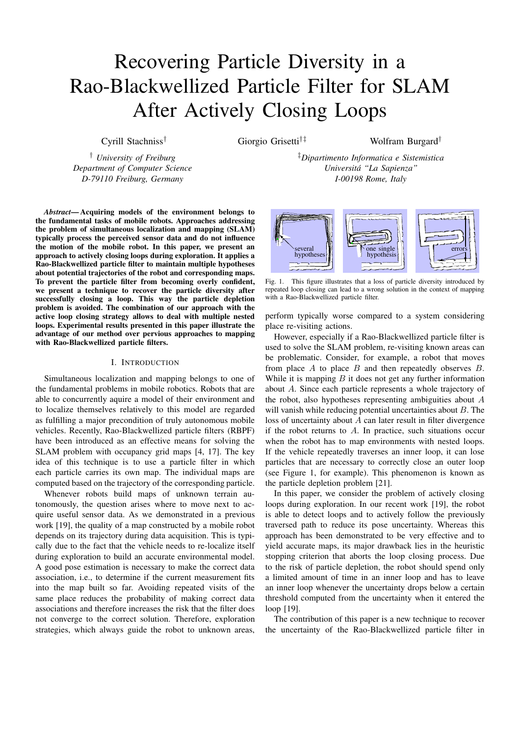# Recovering Particle Diversity in a Rao-Blackwellized Particle Filter for SLAM After Actively Closing Loops

Cyrill Stachniss[†] Giorgio Grisetti[†‡] Wolfram Burgard[†]

[†] *University of Freiburg*
*Department of Computer Science*
*D-79110 Freiburg, Germany*

[‡]*Dipartimento Informatica e Sistemistica*
*Universitá "La Sapienza"*
*I-00198 Rome, Italy*

***Abstract*— Acquiring models of the environment belongs to the fundamental tasks of mobile robots. Approaches addressing the problem of simultaneous localization and mapping (SLAM) typically process the perceived sensor data and do not influence the motion of the mobile robot. In this paper, we present an approach to actively closing loops during exploration. It applies a Rao-Blackwellized particle filter to maintain multiple hypotheses about potential trajectories of the robot and corresponding maps. To prevent the particle filter from becoming overly confident, we present a technique to recover the particle diversity after successfully closing a loop. This way the particle depletion problem is avoided. The combination of our approach with the active loop closing strategy allows to deal with multiple nested loops. Experimental results presented in this paper illustrate the advantage of our method over pervious approaches to mapping with Rao-Blackwellized particle filters.**

## I. Introduction

Simultaneous localization and mapping belongs to one of the fundamental problems in mobile robotics. Robots that are able to concurrently aquire a model of their environment and to localize themselves relatively to this model are regarded as fulfilling a major precondition of truly autonomous mobile vehicles. Recently, Rao-Blackwellized particle filters (RBPF) have been introduced as an effective means for solving the SLAM problem with occupancy grid maps [4, 17]. The key idea of this technique is to use a particle filter in which each particle carries its own map. The individual maps are computed based on the trajectory of the corresponding particle.

Whenever robots build maps of unknown terrain autonomously, the question arises where to move next to acquire useful sensor data. As we demonstrated in a previous work [19], the quality of a map constructed by a mobile robot depends on its trajectory during data acquisition. This is typically due to the fact that the vehicle needs to re-localize itself during exploration to build an accurate environmental model. A good pose estimation is necessary to make the correct data association, i.e., to determine if the current measurement fits into the map built so far. Avoiding repeated visits of the same place reduces the probability of making correct data associations and therefore increases the risk that the filter does not converge to the correct solution. Therefore, exploration strategies, which always guide the robot to unknown areas, perform typically worse compared to a system considering place re-visiting actions.

Fig. 1. This figure illustrates that a loss of particle diversity introduced by repeated loop closing can lead to a wrong solution in the context of mapping with a Rao-Blackwellized particle filter.

However, especially if a Rao-Blackwellized particle filter is used to solve the SLAM problem, re-visiting known areas can be problematic. Consider, for example, a robot that moves from place $A$ to place $B$ and then repeatedly observes $B$. While it is mapping $B$ it does not get any further information about $A$. Since each particle represents a whole trajectory of the robot, also hypotheses representing ambiguities about $A$ will vanish while reducing potential uncertainties about $B$. The loss of uncertainty about $A$ can later result in filter divergence if the robot returns to $A$. In practice, such situations occur when the robot has to map environments with nested loops. If the vehicle repeatedly traverses an inner loop, it can lose particles that are necessary to correctly close an outer loop (see Figure 1, for example). This phenomenon is known as the particle depletion problem [21].

In this paper, we consider the problem of actively closing loops during exploration. In our recent work [19], the robot is able to detect loops and to actively follow the previously traversed path to reduce its pose uncertainty. Whereas this approach has been demonstrated to be very effective and to yield accurate maps, its major drawback lies in the heuristic stopping criterion that aborts the loop closing process. Due to the risk of particle depletion, the robot should spend only a limited amount of time in an inner loop and has to leave an inner loop whenever the uncertainty drops below a certain threshold computed from the uncertainty when it entered the loop [19].

The contribution of this paper is a new technique to recover the uncertainty of the Rao-Blackwellized particle filter in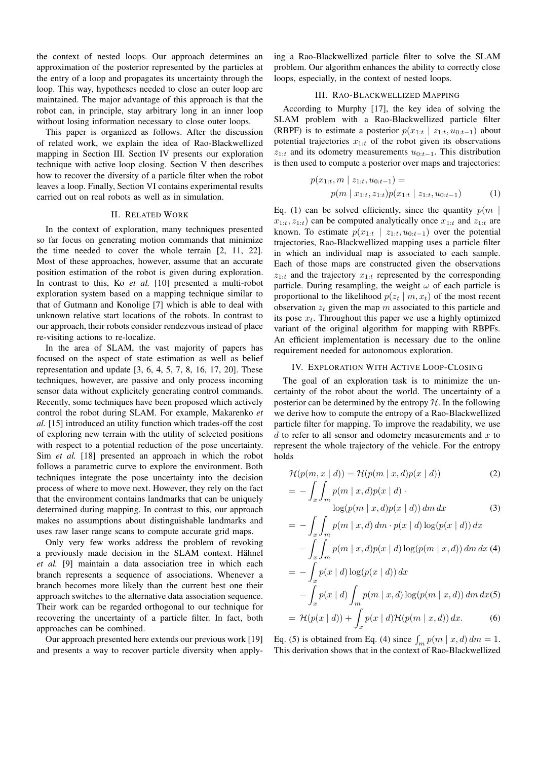the context of nested loops. Our approach determines an approximation of the posterior represented by the particles at the entry of a loop and propagates its uncertainty through the loop. This way, hypotheses needed to close an outer loop are maintained. The major advantage of this approach is that the robot can, in principle, stay arbitrary long in an inner loop without losing information necessary to close outer loops.

This paper is organized as follows. After the discussion of related work, we explain the idea of Rao-Blackwellized mapping in Section III. Section IV presents our exploration technique with active loop closing. Section V then describes how to recover the diversity of a particle filter when the robot leaves a loop. Finally, Section VI contains experimental results carried out on real robots as well as in simulation.

## II. Related Work

In the context of exploration, many techniques presented so far focus on generating motion commands that minimize the time needed to cover the whole terrain [2, 11, 22]. Most of these approaches, however, assume that an accurate position estimation of the robot is given during exploration. In contrast to this, Ko *et al.* [10] presented a multi-robot exploration system based on a mapping technique similar to that of Gutmann and Konolige [7] which is able to deal with unknown relative start locations of the robots. In contrast to our approach, their robots consider rendezvous instead of place re-visiting actions to re-localize.

In the area of SLAM, the vast majority of papers has focused on the aspect of state estimation as well as belief representation and update [3, 6, 4, 5, 7, 8, 16, 17, 20]. These techniques, however, are passive and only process incoming sensor data without explicitely generating control commands. Recently, some techniques have been proposed which actively control the robot during SLAM. For example, Makarenko *et al.* [15] introduced an utility function which trades-off the cost of exploring new terrain with the utility of selected positions with respect to a potential reduction of the pose uncertainty. Sim *et al.* [18] presented an approach in which the robot follows a parametric curve to explore the environment. Both techniques integrate the pose uncertainty into the decision process of where to move next. However, they rely on the fact that the environment contains landmarks that can be uniquely determined during mapping. In contrast to this, our approach makes no assumptions about distinguishable landmarks and uses raw laser range scans to compute accurate grid maps.

Only very few works address the problem of revoking a previously made decision in the SLAM context. Hähnel *et al.* [9] maintain a data association tree in which each branch represents a sequence of associations. Whenever a branch becomes more likely than the current best one their approach switches to the alternative data association sequence. Their work can be regarded orthogonal to our technique for recovering the uncertainty of a particle filter. In fact, both approaches can be combined.

Our approach presented here extends our previous work [19] and presents a way to recover particle diversity when applying a Rao-Blackwellized particle filter to solve the SLAM problem. Our algorithm enhances the ability to correctly close loops, especially, in the context of nested loops.

## III. Rao-Blackwellized Mapping

According to Murphy [17], the key idea of solving the SLAM problem with a Rao-Blackwellized particle filter (RBPF) is to estimate a posterior $p(x_{1:t} \mid z_{1:t}, u_{0:t-1})$ about potential trajectories $x_{1:t}$ of the robot given its observations $z_{1:t}$ and its odometry measurements $u_{0:t-1}$. This distribution is then used to compute a posterior over maps and trajectories:

$$
\begin{aligned}
p(x_{1:t}, m \mid z_{1:t}, u_{0:t-1}) = \\
p(m \mid x_{1:t}, z_{1:t}) p(x_{1:t} \mid z_{1:t}, u_{0:t-1}) \qquad (1)
\end{aligned}
$$

Eq. (1) can be solved efficiently, since the quantity $p(m \mid x_{1:t}, z_{1:t})$ can be computed analytically once $x_{1:t}$ and $z_{1:t}$ are known. To estimate $p(x_{1:t} \mid z_{1:t}, u_{0:t-1})$ over the potential trajectories, Rao-Blackwellized mapping uses a particle filter in which an individual map is associated to each sample. Each of those maps are constructed given the observations $z_{1:t}$ and the trajectory $x_{1:t}$ represented by the corresponding particle. During resampling, the weight $\omega$ of each particle is proportional to the likelihood $p(z_t \mid m, x_t)$ of the most recent observation $z_t$ given the map $m$ associated to this particle and its pose $x_t$. Throughout this paper we use a highly optimized variant of the original algorithm for mapping with RBPFs. An efficient implementation is necessary due to the online requirement needed for autonomous exploration.

## IV. Exploration With Active Loop-Closing

The goal of an exploration task is to minimize the uncertainty of the robot about the world. The uncertainty of a posterior can be determined by the entropy $\mathcal{H}$. In the following we derive how to compute the entropy of a Rao-Blackwellized particle filter for mapping. To improve the readability, we use $d$ to refer to all sensor and odometry measurements and $x$ to represent the whole trajectory of the vehicle. For the entropy holds

$$
\begin{aligned}
&\mathcal{H}(p(m, x \mid d)) = \mathcal{H}(p(m \mid x, d) p(x \mid d)) && (2) \\
&= -\int_x \int_m p(m \mid x, d) p(x \mid d) \cdot \\
&\qquad \log(p(m \mid x, d) p(x \mid d)) \, dm \, dx && (3) \\
&= -\int_x \int_m p(m \mid x, d) \, dm \cdot p(x \mid d) \log(p(x \mid d)) \, dx \\
&\quad - \int_x \int_m p(m \mid x, d) p(x \mid d) \log(p(m \mid x, d)) \, dm \, dx && (4) \\
&= -\int_x p(x \mid d) \log(p(x \mid d)) \, dx \\
&\quad - \int_x p(x \mid d) \int_m p(m \mid x, d) \log(p(m \mid x, d)) \, dm \, dx && (5) \\
&= \mathcal{H}(p(x \mid d)) + \int_x p(x \mid d) \mathcal{H}(p(m \mid x, d)) \, dx. && (6)
\end{aligned}
$$

Eq. (5) is obtained from Eq. (4) since $\int_m p(m \mid x, d) \, dm = 1$. This derivation shows that in the context of Rao-Blackwellized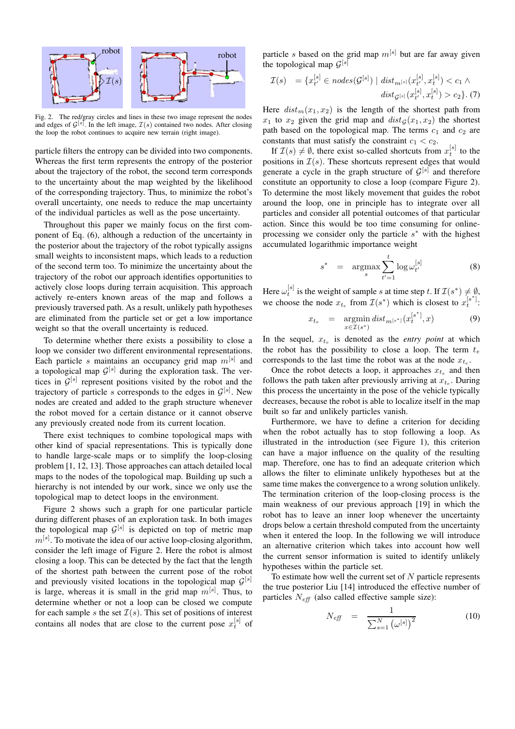robot

$\mathcal{I}(s)$

robot

Fig. 2. The red/gray circles and lines in these two image represent the nodes and edges of $\mathcal{G}^{[s]}$. In the left image, $\mathcal{I}(s)$ contained two nodes. After closing the loop the robot continues to acquire new terrain (right image).

particle filters the entropy can be divided into two components. Whereas the first term represents the entropy of the posterior about the trajectory of the robot, the second term corresponds to the uncertainty about the map weighted by the likelihood of the corresponding trajectory. Thus, to minimize the robot's overall uncertainty, one needs to reduce the map uncertainty of the individual particles as well as the pose uncertainty.

Throughout this paper we mainly focus on the first component of Eq. (6), although a reduction of the uncertainty in the posterior about the trajectory of the robot typically assigns small weights to inconsistent maps, which leads to a reduction of the second term too. To minimize the uncertainty about the trajectory of the robot our approach identifies opportunities to actively close loops during terrain acquisition. This approach actively re-enters known areas of the map and follows a previously traversed path. As a result, unlikely path hypotheses are eliminated from the particle set or get a low importance weight so that the overall uncertainty is reduced.

To determine whether there exists a possibility to close a loop we consider two different environmental representations. Each particle $s$ maintains an occupancy grid map $m^{[s]}$ and a topological map $\mathcal{G}^{[s]}$ during the exploration task. The vertices in $\mathcal{G}^{[s]}$ represent positions visited by the robot and the trajectory of particle $s$ corresponds to the edges in $\mathcal{G}^{[s]}$. New nodes are created and added to the graph structure whenever the robot moved for a certain distance or it cannot observe any previously created node from its current location.

There exist techniques to combine topological maps with other kind of spacial representations. This is typically done to handle large-scale maps or to simplify the loop-closing problem [1, 12, 13]. Those approaches can attach detailed local maps to the nodes of the topological map. Building up such a hierarchy is not intended by our work, since we only use the topological map to detect loops in the environment.

Figure 2 shows such a graph for one particular particle during different phases of an exploration task. In both images the topological map $\mathcal{G}^{[s]}$ is depicted on top of metric map $m^{[s]}$. To motivate the idea of our active loop-closing algorithm, consider the left image of Figure 2. Here the robot is almost closing a loop. This can be detected by the fact that the length of the shortest path between the current pose of the robot and previously visited locations in the topological map $\mathcal{G}^{[s]}$ is large, whereas it is small in the grid map $m^{[s]}$. Thus, to determine whether or not a loop can be closed we compute for each sample $s$ the set $\mathcal{I}(s)$. This set of positions of interest contains all nodes that are close to the current pose $x_t^{[s]}$ of particle $s$ based on the grid map $m^{[s]}$ but are far away given the topological map $\mathcal{G}^{[s]}$

$$\mathcal{I}(s) \quad = \{x_{t'}^{[s]} \in nodes(\mathcal{G}^{[s]}) \mid dist_{m^{[s]}}(x_{t'}^{[s]}, x_t^{[s]}) < c_1 \wedge dist_{\mathcal{G}^{[s]}}(x_{t'}^{[s]}, x_t^{[s]}) > c_2\}. \quad (7)$$

Here $dist_m(x_1, x_2)$ is the length of the shortest path from $x_1$ to $x_2$ given the grid map and $dist_{\mathcal{G}}(x_1, x_2)$ the shortest path based on the topological map. The terms $c_1$ and $c_2$ are constants that must satisfy the constraint $c_1 < c_2$.

If $\mathcal{I}(s) \neq \emptyset$, there exist so-called shortcuts from $x_t^{[s]}$ to the positions in $\mathcal{I}(s)$. These shortcuts represent edges that would generate a cycle in the graph structure of $\mathcal{G}^{[s]}$ and therefore constitute an opportunity to close a loop (compare Figure 2). To determine the most likely movement that guides the robot around the loop, one in principle has to integrate over all particles and consider all potential outcomes of that particular action. Since this would be too time consuming for online-processing we consider only the particle $s^*$ with the highest accumulated logarithmic importance weight

$$s^* \quad = \quad \operatorname*{argmax}_s \sum_{t'=1}^{t} \log \omega_{t'}^{[s]} \quad (8)$$

Here $\omega_t^{[s]}$ is the weight of sample $s$ at time step $t$. If $\mathcal{I}(s^*) \neq \emptyset$, we choose the node $x_{t_e}$ from $\mathcal{I}(s^*)$ which is closest to $x_t^{[s^*]}$:

$$x_{t_e} \quad = \quad \operatorname*{argmin}_{x \in \mathcal{I}(s^*)} dist_{m^{[s^*]}}(x_t^{[s^*]}, x) \quad (9)$$

In the sequel, $x_{t_e}$ is denoted as the *entry point* at which the robot has the possibility to close a loop. The term $t_e$ corresponds to the last time the robot was at the node $x_{t_e}$.

Once the robot detects a loop, it approaches $x_{t_e}$ and then follows the path taken after previously arriving at $x_{t_e}$. During this process the uncertainty in the pose of the vehicle typically decreases, because the robot is able to localize itself in the map built so far and unlikely particles vanish.

Furthermore, we have to define a criterion for deciding when the robot actually has to stop following a loop. As illustrated in the introduction (see Figure 1), this criterion can have a major influence on the quality of the resulting map. Therefore, one has to find an adequate criterion which allows the filter to eliminate unlikely hypotheses but at the same time makes the convergence to a wrong solution unlikely. The termination criterion of the loop-closing process is the main weakness of our previous approach [19] in which the robot has to leave an inner loop whenever the uncertainty drops below a certain threshold computed from the uncertainty when it entered the loop. In the following we will introduce an alternative criterion which takes into account how well the current sensor information is suited to identify unlikely hypotheses within the particle set.

To estimate how well the current set of $N$ particles represents the true posterior Liu [14] introduced the effective number of particles $N_{\mathit{eff}}$ (also called effective sample size):

$$N_{\mathit{eff}} \quad = \quad \frac{1}{\sum_{s=1}^{N} \left(\omega^{[s]}\right)^2} \quad (10)$$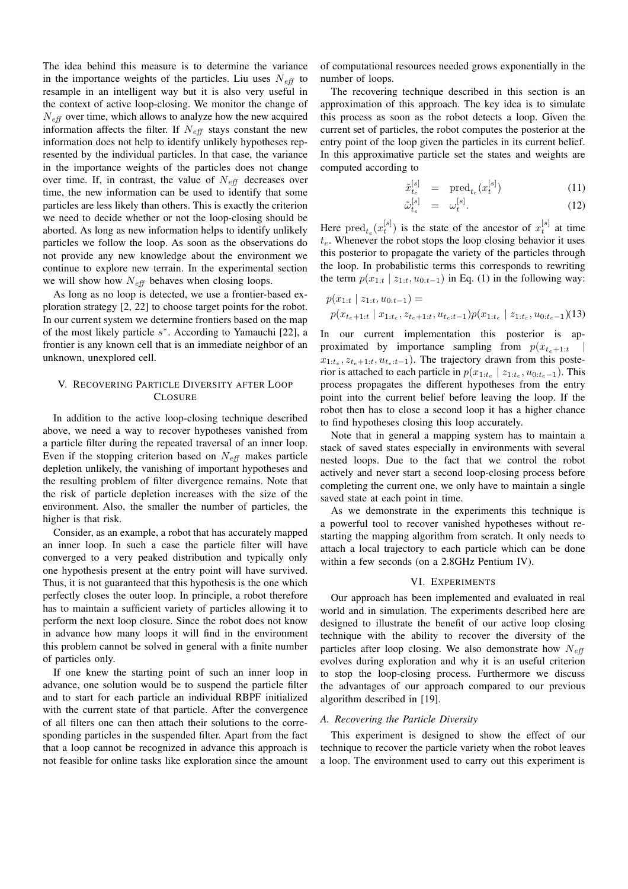The idea behind this measure is to determine the variance in the importance weights of the particles. Liu uses $N_{eff}$ to resample in an intelligent way but it is also very useful in the context of active loop-closing. We monitor the change of $N_{eff}$ over time, which allows to analyze how the new acquired information affects the filter. If $N_{eff}$ stays constant the new information does not help to identify unlikely hypotheses represented by the individual particles. In that case, the variance in the importance weights of the particles does not change over time. If, in contrast, the value of $N_{eff}$ decreases over time, the new information can be used to identify that some particles are less likely than others. This is exactly the criterion we need to decide whether or not the loop-closing should be aborted. As long as new information helps to identify unlikely particles we follow the loop. As soon as the observations do not provide any new knowledge about the environment we continue to explore new terrain. In the experimental section we will show how $N_{eff}$ behaves when closing loops.

As long as no loop is detected, we use a frontier-based exploration strategy [2, 22] to choose target points for the robot. In our current system we determine frontiers based on the map of the most likely particle $s^*$. According to Yamauchi [22], a frontier is any known cell that is an immediate neighbor of an unknown, unexplored cell.

## V. Recovering Particle Diversity after Loop Closure

In addition to the active loop-closing technique described above, we need a way to recover hypotheses vanished from a particle filter during the repeated traversal of an inner loop. Even if the stopping criterion based on $N_{eff}$ makes particle depletion unlikely, the vanishing of important hypotheses and the resulting problem of filter divergence remains. Note that the risk of particle depletion increases with the size of the environment. Also, the smaller the number of particles, the higher is that risk.

Consider, as an example, a robot that has accurately mapped an inner loop. In such a case the particle filter will have converged to a very peaked distribution and typically only one hypothesis present at the entry point will have survived. Thus, it is not guaranteed that this hypothesis is the one which perfectly closes the outer loop. In principle, a robot therefore has to maintain a sufficient variety of particles allowing it to perform the next loop closure. Since the robot does not know in advance how many loops it will find in the environment this problem cannot be solved in general with a finite number of particles only.

If one knew the starting point of such an inner loop in advance, one solution would be to suspend the particle filter and to start for each particle an individual RBPF initialized with the current state of that particle. After the convergence of all filters one can then attach their solutions to the corresponding particles in the suspended filter. Apart from the fact that a loop cannot be recognized in advance this approach is not feasible for online tasks like exploration since the amount of computational resources needed grows exponentially in the number of loops.

The recovering technique described in this section is an approximation of this approach. The key idea is to simulate this process as soon as the robot detects a loop. Given the current set of particles, the robot computes the posterior at the entry point of the loop given the particles in its current belief. In this approximative particle set the states and weights are computed according to

$$\tilde{x}_{t_e}^{[s]} = \text{pred}_{t_e}(x_t^{[s]}) \tag{11}$$

$$\tilde{\omega}_{t_e}^{[s]} = \omega_t^{[s]}. \tag{12}$$

Here $\text{pred}_{t_e}(x_t^{[s]})$ is the state of the ancestor of $x_t^{[s]}$ at time $t_e$. Whenever the robot stops the loop closing behavior it uses this posterior to propagate the variety of the particles through the loop. In probabilistic terms this corresponds to rewriting the term $p(x_{1:t} \mid z_{1:t}, u_{0:t-1})$ in Eq. (1) in the following way:

$$p(x_{1:t} \mid z_{1:t}, u_{0:t-1}) = p(x_{t_e+1:t} \mid x_{1:t_e}, z_{t_e+1:t}, u_{t_e:t-1}) p(x_{1:t_e} \mid z_{1:t_e}, u_{0:t_e-1}) \tag{13}$$

In our current implementation this posterior is approximated by importance sampling from $p(x_{t_e+1:t} \mid x_{1:t_e}, z_{t_e+1:t}, u_{t_e:t-1})$. The trajectory drawn from this posterior is attached to each particle in $p(x_{1:t_e} \mid z_{1:t_e}, u_{0:t_e-1})$. This process propagates the different hypotheses from the entry point into the current belief before leaving the loop. If the robot then has to close a second loop it has a higher chance to find hypotheses closing this loop accurately.

Note that in general a mapping system has to maintain a stack of saved states especially in environments with several nested loops. Due to the fact that we control the robot actively and never start a second loop-closing process before completing the current one, we only have to maintain a single saved state at each point in time.

As we demonstrate in the experiments this technique is a powerful tool to recover vanished hypotheses without restarting the mapping algorithm from scratch. It only needs to attach a local trajectory to each particle which can be done within a few seconds (on a 2.8GHz Pentium IV).

## VI. Experiments

Our approach has been implemented and evaluated in real world and in simulation. The experiments described here are designed to illustrate the benefit of our active loop closing technique with the ability to recover the diversity of the particles after loop closing. We also demonstrate how $N_{eff}$ evolves during exploration and why it is an useful criterion to stop the loop-closing process. Furthermore we discuss the advantages of our approach compared to our previous algorithm described in [19].

### A. Recovering the Particle Diversity

This experiment is designed to show the effect of our technique to recover the particle variety when the robot leaves a loop. The environment used to carry out this experiment is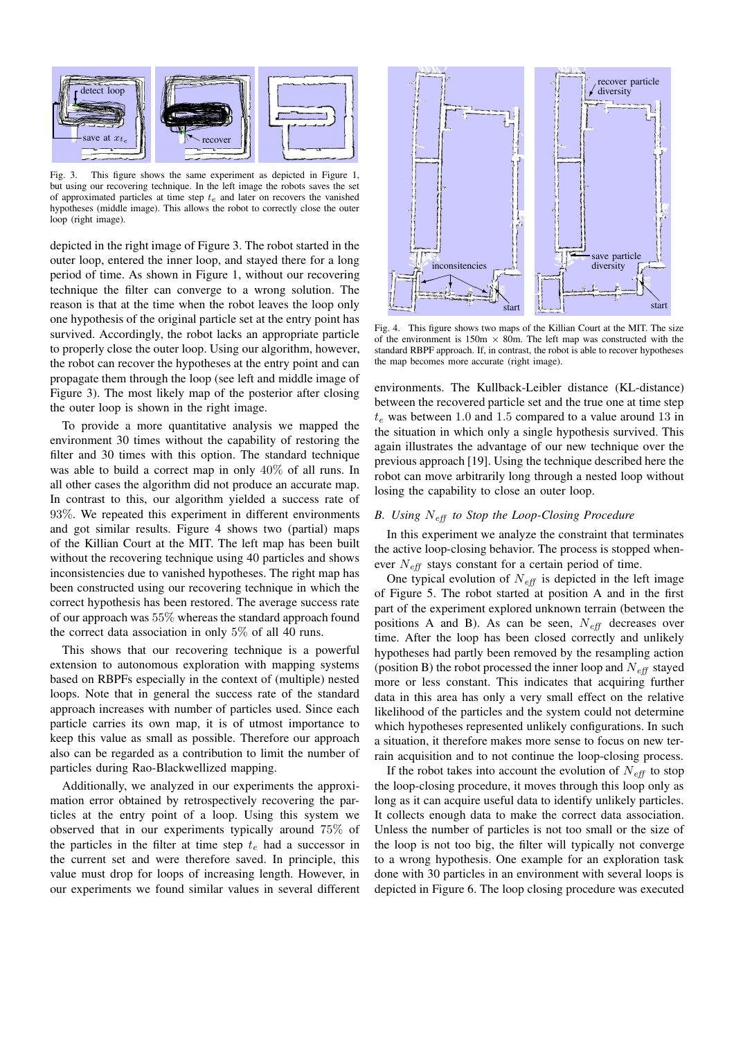detect loop

save at $x_{t_e}$

recover

Fig. 3. This figure shows the same experiment as depicted in Figure 1, but using our recovering technique. In the left image the robots saves the set of approximated particles at time step $t_e$ and later on recovers the vanished hypotheses (middle image). This allows the robot to correctly close the outer loop (right image).

depicted in the right image of Figure 3. The robot started in the outer loop, entered the inner loop, and stayed there for a long period of time. As shown in Figure 1, without our recovering technique the filter can converge to a wrong solution. The reason is that at the time when the robot leaves the loop only one hypothesis of the original particle set at the entry point has survived. Accordingly, the robot lacks an appropriate particle to properly close the outer loop. Using our algorithm, however, the robot can recover the hypotheses at the entry point and can propagate them through the loop (see left and middle image of Figure 3). The most likely map of the posterior after closing the outer loop is shown in the right image.

To provide a more quantitative analysis we mapped the environment 30 times without the capability of restoring the filter and 30 times with this option. The standard technique was able to build a correct map in only 40% of all runs. In all other cases the algorithm did not produce an accurate map. In contrast to this, our algorithm yielded a success rate of 93%. We repeated this experiment in different environments and got similar results. Figure 4 shows two (partial) maps of the Killian Court at the MIT. The left map has been built without the recovering technique using 40 particles and shows inconsistencies due to vanished hypotheses. The right map has been constructed using our recovering technique in which the correct hypothesis has been restored. The average success rate of our approach was 55% whereas the standard approach found the correct data association in only 5% of all 40 runs.

This shows that our recovering technique is a powerful extension to autonomous exploration with mapping systems based on RBPFs especially in the context of (multiple) nested loops. Note that in general the success rate of the standard approach increases with number of particles used. Since each particle carries its own map, it is of utmost importance to keep this value as small as possible. Therefore our approach also can be regarded as a contribution to limit the number of particles during Rao-Blackwellized mapping.

Additionally, we analyzed in our experiments the approximation error obtained by retrospectively recovering the particles at the entry point of a loop. Using this system we observed that in our experiments typically around 75% of the particles in the filter at time step $t_e$ had a successor in the current set and were therefore saved. In principle, this value must drop for loops of increasing length. However, in our experiments we found similar values in several different

inconsistencies

start

recover particle diversity

save particle diversity

start

Fig. 4. This figure shows two maps of the Killian Court at the MIT. The size of the environment is 150m × 80m. The left map was constructed with the standard RBPF approach. If, in contrast, the robot is able to recover hypotheses the map becomes more accurate (right image).

environments. The Kullback-Leibler distance (KL-distance) between the recovered particle set and the true one at time step $t_e$ was between 1.0 and 1.5 compared to a value around 13 in the situation in which only a single hypothesis survived. This again illustrates the advantage of our new technique over the previous approach [19]. Using the technique described here the robot can move arbitrarily long through a nested loop without losing the capability to close an outer loop.

### B. Using $N_{eff}$ to Stop the Loop-Closing Procedure

In this experiment we analyze the constraint that terminates the active loop-closing behavior. The process is stopped whenever $N_{eff}$ stays constant for a certain period of time.

One typical evolution of $N_{eff}$ is depicted in the left image of Figure 5. The robot started at position A and in the first part of the experiment explored unknown terrain (between the positions A and B). As can be seen, $N_{eff}$ decreases over time. After the loop has been closed correctly and unlikely hypotheses had partly been removed by the resampling action (position B) the robot processed the inner loop and $N_{eff}$ stayed more or less constant. This indicates that acquiring further data in this area has only a very small effect on the relative likelihood of the particles and the system could not determine which hypotheses represented unlikely configurations. In such a situation, it therefore makes more sense to focus on new terrain acquisition and to not continue the loop-closing process.

If the robot takes into account the evolution of $N_{eff}$ to stop the loop-closing procedure, it moves through this loop only as long as it can acquire useful data to identify unlikely particles. It collects enough data to make the correct data association. Unless the number of particles is not too small or the size of the loop is not too big, the filter will typically not converge to a wrong hypothesis. One example for an exploration task done with 30 particles in an environment with several loops is depicted in Figure 6. The loop closing procedure was executed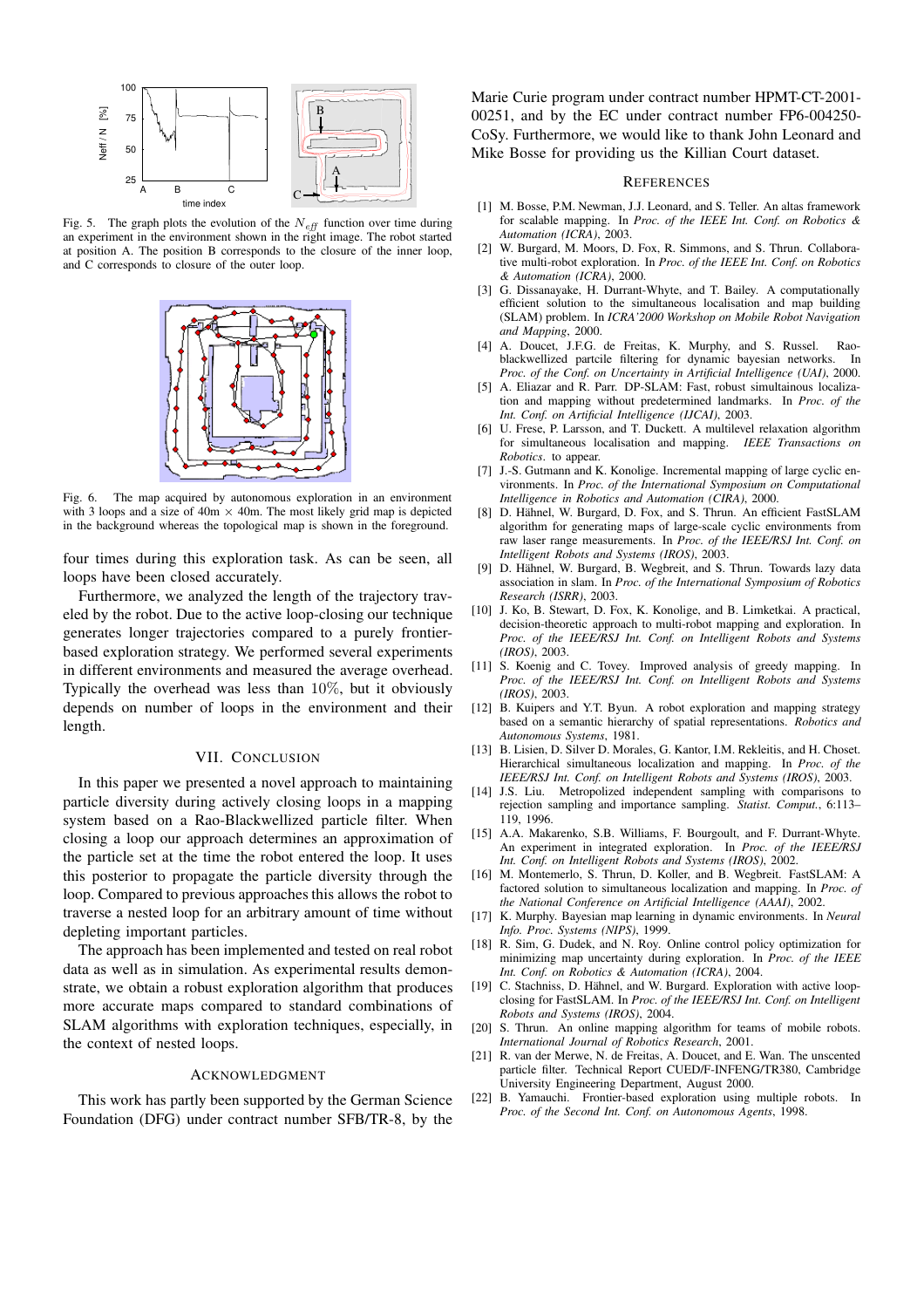100
75
50
25
Neff / N [%]
A B C
time index

Fig. 5. The graph plots the evolution of the $N_{eff}$ function over time during an experiment in the environment shown in the right image. The robot started at position A. The position B corresponds to the closure of the inner loop, and C corresponds to closure of the outer loop.

Fig. 6. The map acquired by autonomous exploration in an environment with 3 loops and a size of 40m × 40m. The most likely grid map is depicted in the background whereas the topological map is shown in the foreground.

four times during this exploration task. As can be seen, all loops have been closed accurately.

Furthermore, we analyzed the length of the trajectory traveled by the robot. Due to the active loop-closing our technique generates longer trajectories compared to a purely frontier-based exploration strategy. We performed several experiments in different environments and measured the average overhead. Typically the overhead was less than $10\%$, but it obviously depends on number of loops in the environment and their length.

## VII. Conclusion

In this paper we presented a novel approach to maintaining particle diversity during actively closing loops in a mapping system based on a Rao-Blackwellized particle filter. When closing a loop our approach determines an approximation of the particle set at the time the robot entered the loop. It uses this posterior to propagate the particle diversity through the loop. Compared to previous approaches this allows the robot to traverse a nested loop for an arbitrary amount of time without depleting important particles.

The approach has been implemented and tested on real robot data as well as in simulation. As experimental results demonstrate, we obtain a robust exploration algorithm that produces more accurate maps compared to standard combinations of SLAM algorithms with exploration techniques, especially, in the context of nested loops.

## Acknowledgment

This work has partly been supported by the German Science Foundation (DFG) under contract number SFB/TR-8, by the Marie Curie program under contract number HPMT-CT-2001-00251, and by the EC under contract number FP6-004250-CoSy. Furthermore, we would like to thank John Leonard and Mike Bosse for providing us the Killian Court dataset.

## References

[1] M. Bosse, P.M. Newman, J.J. Leonard, and S. Teller. An altas framework for scalable mapping. In *Proc. of the IEEE Int. Conf. on Robotics & Automation (ICRA)*, 2003.

[2] W. Burgard, M. Moors, D. Fox, R. Simmons, and S. Thrun. Collaborative multi-robot exploration. In *Proc. of the IEEE Int. Conf. on Robotics & Automation (ICRA)*, 2000.

[3] G. Dissanayake, H. Durrant-Whyte, and T. Bailey. A computationally efficient solution to the simultaneous localisation and map building (SLAM) problem. In *ICRA'2000 Workshop on Mobile Robot Navigation and Mapping*, 2000.

[4] A. Doucet, J.F.G. de Freitas, K. Murphy, and S. Russel. Rao-blackwellized partcile filtering for dynamic bayesian networks. In *Proc. of the Conf. on Uncertainty in Artificial Intelligence (UAI)*, 2000.

[5] A. Eliazar and R. Parr. DP-SLAM: Fast, robust simultainous localization and mapping without predetermined landmarks. In *Proc. of the Int. Conf. on Artificial Intelligence (IJCAI)*, 2003.

[6] U. Frese, P. Larsson, and T. Duckett. A multilevel relaxation algorithm for simultaneous localisation and mapping. *IEEE Transactions on Robotics*. to appear.

[7] J.-S. Gutmann and K. Konolige. Incremental mapping of large cyclic environments. In *Proc. of the International Symposium on Computational Intelligence in Robotics and Automation (CIRA)*, 2000.

[8] D. Hähnel, W. Burgard, D. Fox, and S. Thrun. An efficient FastSLAM algorithm for generating maps of large-scale cyclic environments from raw laser range measurements. In *Proc. of the IEEE/RSJ Int. Conf. on Intelligent Robots and Systems (IROS)*, 2003.

[9] D. Hähnel, W. Burgard, B. Wegbreit, and S. Thrun. Towards lazy data association in slam. In *Proc. of the International Symposium of Robotics Research (ISRR)*, 2003.

[10] J. Ko, B. Stewart, D. Fox, K. Konolige, and B. Limketkai. A practical, decision-theoretic approach to multi-robot mapping and exploration. In *Proc. of the IEEE/RSJ Int. Conf. on Intelligent Robots and Systems (IROS)*, 2003.

[11] S. Koenig and C. Tovey. Improved analysis of greedy mapping. In *Proc. of the IEEE/RSJ Int. Conf. on Intelligent Robots and Systems (IROS)*, 2003.

[12] B. Kuipers and Y.T. Byun. A robot exploration and mapping strategy based on a semantic hierarchy of spatial representations. *Robotics and Autonomous Systems*, 1981.

[13] B. Lisien, D. Silver D. Morales, G. Kantor, I.M. Rekleitis, and H. Choset. Hierarchical simultaneous localization and mapping. In *Proc. of the IEEE/RSJ Int. Conf. on Intelligent Robots and Systems (IROS)*, 2003.

[14] J.S. Liu. Metropolized independent sampling with comparisons to rejection sampling and importance sampling. *Statist. Comput.*, 6:113–119, 1996.

[15] A.A. Makarenko, S.B. Williams, F. Bourgoult, and F. Durrant-Whyte. An experiment in integrated exploration. In *Proc. of the IEEE/RSJ Int. Conf. on Intelligent Robots and Systems (IROS)*, 2002.

[16] M. Montemerlo, S. Thrun, D. Koller, and B. Wegbreit. FastSLAM: A factored solution to simultaneous localization and mapping. In *Proc. of the National Conference on Artificial Intelligence (AAAI)*, 2002.

[17] K. Murphy. Bayesian map learning in dynamic environments. In *Neural Info. Proc. Systems (NIPS)*, 1999.

[18] R. Sim, G. Dudek, and N. Roy. Online control policy optimization for minimizing map uncertainty during exploration. In *Proc. of the IEEE Int. Conf. on Robotics & Automation (ICRA)*, 2004.

[19] C. Stachniss, D. Hähnel, and W. Burgard. Exploration with active loop-closing for FastSLAM. In *Proc. of the IEEE/RSJ Int. Conf. on Intelligent Robots and Systems (IROS)*, 2004.

[20] S. Thrun. An online mapping algorithm for teams of mobile robots. *International Journal of Robotics Research*, 2001.

[21] R. van der Merwe, N. de Freitas, A. Doucet, and E. Wan. The unscented particle filter. Technical Report CUED/F-INFENG/TR380, Cambridge University Engineering Department, August 2000.

[22] B. Yamauchi. Frontier-based exploration using multiple robots. In *Proc. of the Second Int. Conf. on Autonomous Agents*, 1998.